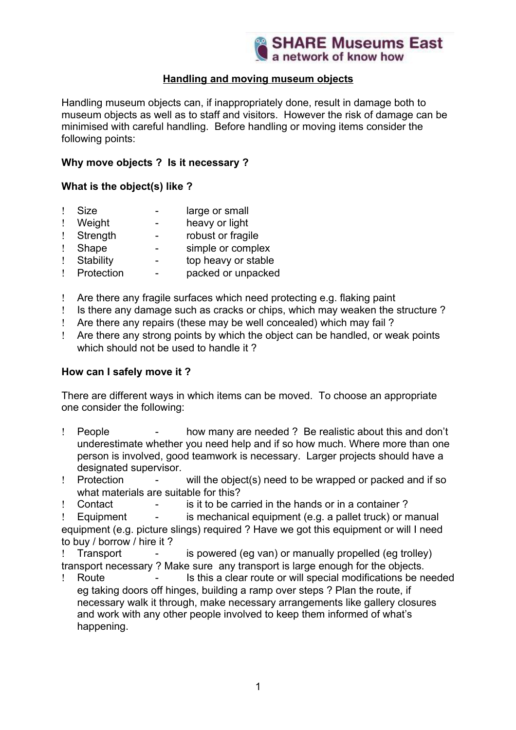SHARE Museums East
a network of know how

## Handling and moving museum objects

Handling museum objects can, if inappropriately done, result in damage both to museum objects as well as to staff and visitors. However the risk of damage can be minimised with careful handling. Before handling or moving items consider the following points:

**Why move objects ? Is it necessary ?**

**What is the object(s) like ?**

- Size - large or small
- Weight - heavy or light
- Strength - robust or fragile
- Shape - simple or complex
- Stability - top heavy or stable
- Protection - packed or unpacked

- Are there any fragile surfaces which need protecting e.g. flaking paint
- Is there any damage such as cracks or chips, which may weaken the structure ?
- Are there any repairs (these may be well concealed) which may fail ?
- Are there any strong points by which the object can be handled, or weak points which should not be used to handle it ?

**How can I safely move it ?**

There are different ways in which items can be moved. To choose an appropriate one consider the following:

- People - how many are needed ? Be realistic about this and don't underestimate whether you need help and if so how much. Where more than one person is involved, good teamwork is necessary. Larger projects should have a designated supervisor.
- Protection - will the object(s) need to be wrapped or packed and if so what materials are suitable for this?
- Contact - is it to be carried in the hands or in a container ?
- Equipment - is mechanical equipment (e.g. a pallet truck) or manual equipment (e.g. picture slings) required ? Have we got this equipment or will I need to buy / borrow / hire it ?
- Transport - is powered (eg van) or manually propelled (eg trolley) transport necessary ? Make sure any transport is large enough for the objects.
- Route - Is this a clear route or will special modifications be needed eg taking doors off hinges, building a ramp over steps ? Plan the route, if necessary walk it through, make necessary arrangements like gallery closures and work with any other people involved to keep them informed of what's happening.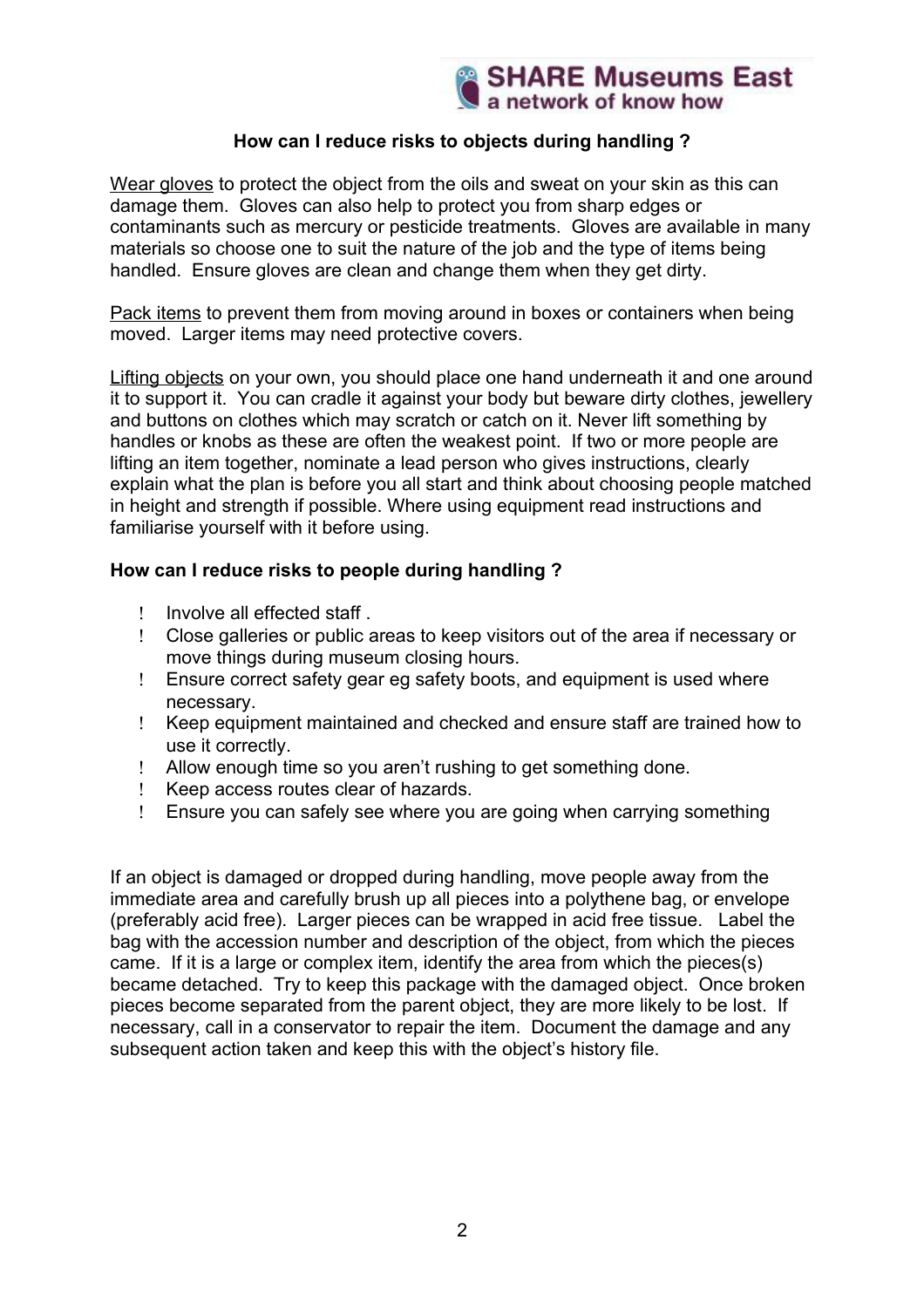### How can I reduce risks to objects during handling ?

Wear gloves to protect the object from the oils and sweat on your skin as this can damage them. Gloves can also help to protect you from sharp edges or contaminants such as mercury or pesticide treatments. Gloves are available in many materials so choose one to suit the nature of the job and the type of items being handled. Ensure gloves are clean and change them when they get dirty.

Pack items to prevent them from moving around in boxes or containers when being moved. Larger items may need protective covers.

Lifting objects on your own, you should place one hand underneath it and one around it to support it. You can cradle it against your body but beware dirty clothes, jewellery and buttons on clothes which may scratch or catch on it. Never lift something by handles or knobs as these are often the weakest point. If two or more people are lifting an item together, nominate a lead person who gives instructions, clearly explain what the plan is before you all start and think about choosing people matched in height and strength if possible. Where using equipment read instructions and familiarise yourself with it before using.

### How can I reduce risks to people during handling ?

- Involve all effected staff .
- Close galleries or public areas to keep visitors out of the area if necessary or move things during museum closing hours.
- Ensure correct safety gear eg safety boots, and equipment is used where necessary.
- Keep equipment maintained and checked and ensure staff are trained how to use it correctly.
- Allow enough time so you aren't rushing to get something done.
- Keep access routes clear of hazards.
- Ensure you can safely see where you are going when carrying something

If an object is damaged or dropped during handling, move people away from the immediate area and carefully brush up all pieces into a polythene bag, or envelope (preferably acid free). Larger pieces can be wrapped in acid free tissue. Label the bag with the accession number and description of the object, from which the pieces came. If it is a large or complex item, identify the area from which the pieces(s) became detached. Try to keep this package with the damaged object. Once broken pieces become separated from the parent object, they are more likely to be lost. If necessary, call in a conservator to repair the item. Document the damage and any subsequent action taken and keep this with the object's history file.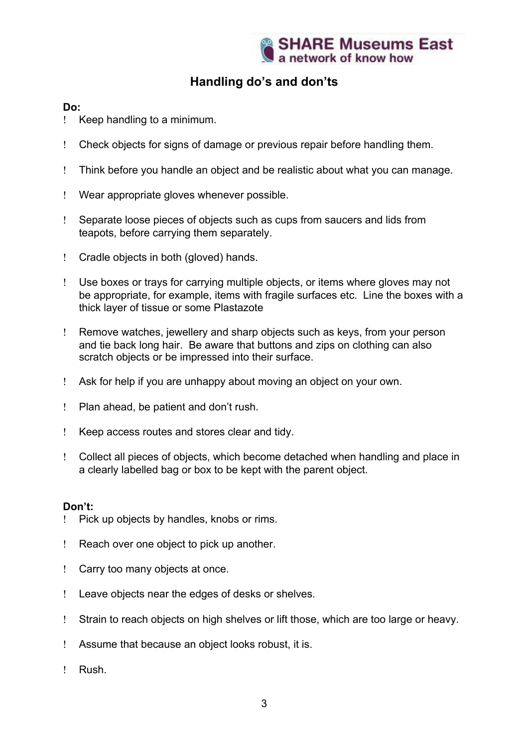SHARE Museums East
a network of know how

# Handling do's and don'ts

**Do:**

- Keep handling to a minimum.
- Check objects for signs of damage or previous repair before handling them.
- Think before you handle an object and be realistic about what you can manage.
- Wear appropriate gloves whenever possible.
- Separate loose pieces of objects such as cups from saucers and lids from teapots, before carrying them separately.
- Cradle objects in both (gloved) hands.
- Use boxes or trays for carrying multiple objects, or items where gloves may not be appropriate, for example, items with fragile surfaces etc. Line the boxes with a thick layer of tissue or some Plastazote
- Remove watches, jewellery and sharp objects such as keys, from your person and tie back long hair. Be aware that buttons and zips on clothing can also scratch objects or be impressed into their surface.
- Ask for help if you are unhappy about moving an object on your own.
- Plan ahead, be patient and don't rush.
- Keep access routes and stores clear and tidy.
- Collect all pieces of objects, which become detached when handling and place in a clearly labelled bag or box to be kept with the parent object.

**Don't:**

- Pick up objects by handles, knobs or rims.
- Reach over one object to pick up another.
- Carry too many objects at once.
- Leave objects near the edges of desks or shelves.
- Strain to reach objects on high shelves or lift those, which are too large or heavy.
- Assume that because an object looks robust, it is.
- Rush.